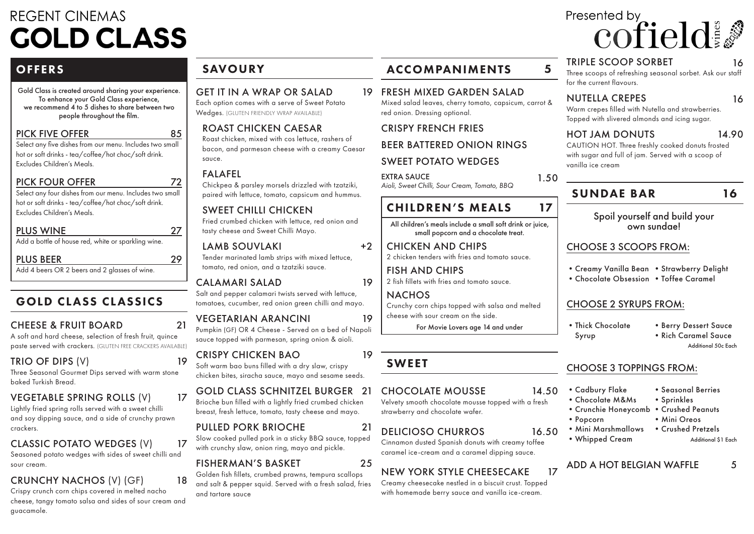# REGENT CINEMAS GOLD CLASS

Presented by cofield wines

## OFFERS

Gold Class is created around sharing your experience. To enhance your Gold Class experience, we recommend 4 to 5 dishes to share between two people throughout the film.

### PICK FIVE OFFER — 85

Select any five dishes from our menu. Includes two small hot or soft drinks - tea/coffee/hot choc/soft drink. Excludes Children's Meals.

### PICK FOUR OFFER — 72

Select any four dishes from our menu. Includes two small hot or soft drinks - tea/coffee/hot choc/soft drink. Excludes Children's Meals.

### PLUS WINE — 27

Add a bottle of house red, white or sparkling wine.

### PLUS BEER — 29

Add 4 beers OR 2 beers and 2 glasses of wine.

## GOLD CLASS CLASSICS

### CHEESE & FRUIT BOARD — 21

A soft and hard cheese, selection of fresh fruit, quince paste served with crackers. (GLUTEN FREE CRACKERS AVAILABLE)

### TRIO OF DIPS (V) — 19

Three Seasonal Gourmet Dips served with warm stone baked Turkish Bread.

### VEGETABLE SPRING ROLLS (V) — 17

Lightly fried spring rolls served with a sweet chilli and soy dipping sauce, and a side of crunchy prawn crackers.

### CLASSIC POTATO WEDGES (V) — 17

Seasoned potato wedges with sides of sweet chilli and sour cream.

### CRUNCHY NACHOS (V) (GF) — 18

Crispy crunch corn chips covered in melted nacho cheese, tangy tomato salsa and sides of sour cream and guacamole.

## SAVOURY

### GET IT IN A WRAP OR SALAD — 19

Each option comes with a serve of Sweet Potato Wedges. (GLUTEN FRIENDLY WRAP AVAILABLE)

#### ROAST CHICKEN CAESAR

Roast chicken, mixed with cos lettuce, rashers of bacon, and parmesan cheese with a creamy Caesar sauce.

#### FALAFEL

Chickpea & parsley morsels drizzled with tzatziki, paired with lettuce, tomato, capsicum and hummus.

#### SWEET CHILLI CHICKEN

Fried crumbed chicken with lettuce, red onion and tasty cheese and Sweet Chilli Mayo.

#### LAMB SOUVLAKI — +2

Tender marinated lamb strips with mixed lettuce, tomato, red onion, and a tzatziki sauce.

### CALAMARI SALAD — 19

Salt and pepper calamari twists served with lettuce, tomatoes, cucumber, red onion green chilli and mayo.

### VEGETARIAN ARANCINI — 19

Pumpkin (GF) OR 4 Cheese - Served on a bed of Napoli sauce topped with parmesan, spring onion & aioli.

### CRISPY CHICKEN BAO — 19

Soft warm bao buns filled with a dry slaw, crispy chicken bites, siracha sauce, mayo and sesame seeds.

### GOLD CLASS SCHNITZEL BURGER — 21

Brioche bun filled with a lightly fried crumbed chicken breast, fresh lettuce, tomato, tasty cheese and mayo.

### PULLED PORK BRIOCHE — 21

Slow cooked pulled pork in a sticky BBQ sauce, topped with crunchy slaw, onion ring, mayo and pickle.

### FISHERMAN'S BASKET — 25

Golden fish fillets, crumbed prawns, tempura scallops and salt & pepper squid. Served with a fresh salad, fries and tartare sauce

## ACCOMPANIMENTS — 5

### FRESH MIXED GARDEN SALAD

Mixed salad leaves, cherry tomato, capsicum, carrot & red onion. Dressing optional.

### CRISPY FRENCH FRIES

### BEER BATTERED ONION RINGS

### SWEET POTATO WEDGES

**EXTRA SAUCE — 1.50**
*Aioli, Sweet Chilli, Sour Cream, Tomato, BBQ*

## CHILDREN'S MEALS — 17

All children's meals include a small soft drink or juice, small popcorn and a chocolate treat.

### CHICKEN AND CHIPS

2 chicken tenders with fries and tomato sauce.

### FISH AND CHIPS

2 fish fillets with fries and tomato sauce.

### NACHOS

Crunchy corn chips topped with salsa and melted cheese with sour cream on the side.

For Movie Lovers age 14 and under

## SWEET

### CHOCOLATE MOUSSE — 14.50

Velvety smooth chocolate mousse topped with a fresh strawberry and chocolate wafer.

### DELICIOSO CHURROS — 16.50

Cinnamon dusted Spanish donuts with creamy toffee caramel ice-cream and a caramel dipping sauce.

### NEW YORK STYLE CHEESECAKE — 17

Creamy cheesecake nestled in a biscuit crust. Topped with homemade berry sauce and vanilla ice-cream.

### TRIPLE SCOOP SORBET — 16

Three scoops of refreshing seasonal sorbet. Ask our staff for the current flavours.

### NUTELLA CREPES — 16

Warm crepes filled with Nutella and strawberries. Topped with slivered almonds and icing sugar.

### HOT JAM DONUTS — 14.90

CAUTION HOT. Three freshly cooked donuts frosted with sugar and full of jam. Served with a scoop of vanilla ice cream

## SUNDAE BAR — 16

Spoil yourself and build your own sundae!

### CHOOSE 3 SCOOPS FROM:

- Creamy Vanilla Bean
- Chocolate Obsession
- Strawberry Delight
- Toffee Caramel

### CHOOSE 2 SYRUPS FROM:

- Thick Chocolate Syrup
- Berry Dessert Sauce
- Rich Caramel Sauce

Additional 50c Each

### CHOOSE 3 TOPPINGS FROM:

- Cadbury Flake
- Chocolate M&Ms
- Crunchie Honeycomb
- Popcorn
- Mini Marshmallows
- Whipped Cream
- Seasonal Berries
- Sprinkles
- Crushed Peanuts
- Mini Oreos
- Crushed Pretzels

Additional $1 Each

### ADD A HOT BELGIAN WAFFLE — 5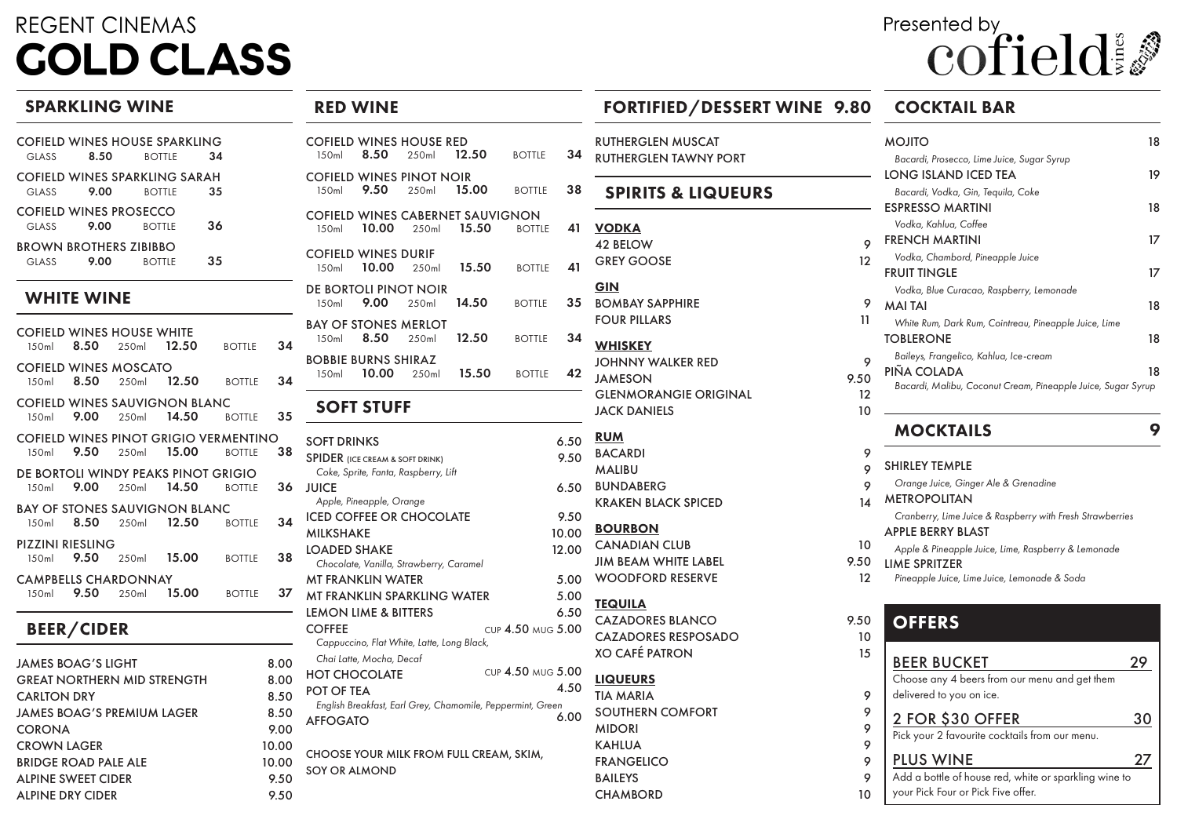# REGENT CINEMAS GOLD CLASS

Presented by cofield wines

## SPARKLING WINE

| | | | | |
|---|---|---|---|---|
| COFIELD WINES HOUSE SPARKLING | GLASS | 8.50 | BOTTLE | 34 |
| COFIELD WINES SPARKLING SARAH | GLASS | 9.00 | BOTTLE | 35 |
| COFIELD WINES PROSECCO | GLASS | 9.00 | BOTTLE | 36 |
| BROWN BROTHERS ZIBIBBO | GLASS | 9.00 | BOTTLE | 35 |

## WHITE WINE

| | | | | | | |
|---|---|---|---|---|---|---|
| COFIELD WINES HOUSE WHITE | 150ml | 8.50 | 250ml | 12.50 | BOTTLE | 34 |
| COFIELD WINES MOSCATO | 150ml | 8.50 | 250ml | 12.50 | BOTTLE | 34 |
| COFIELD WINES SAUVIGNON BLANC | 150ml | 9.00 | 250ml | 14.50 | BOTTLE | 35 |
| COFIELD WINES PINOT GRIGIO VERMENTINO | 150ml | 9.50 | 250ml | 15.00 | BOTTLE | 38 |
| DE BORTOLI WINDY PEAKS PINOT GRIGIO | 150ml | 9.00 | 250ml | 14.50 | BOTTLE | 36 |
| BAY OF STONES SAUVIGNON BLANC | 150ml | 8.50 | 250ml | 12.50 | BOTTLE | 34 |
| PIZZINI RIESLING | 150ml | 9.50 | 250ml | 15.00 | BOTTLE | 38 |
| CAMPBELLS CHARDONNAY | 150ml | 9.50 | 250ml | 15.00 | BOTTLE | 37 |

## BEER/CIDER

| | |
|---|---|
| JAMES BOAG'S LIGHT | 8.00 |
| GREAT NORTHERN MID STRENGTH | 8.00 |
| CARLTON DRY | 8.50 |
| JAMES BOAG'S PREMIUM LAGER | 8.50 |
| CORONA | 9.00 |
| CROWN LAGER | 10.00 |
| BRIDGE ROAD PALE ALE | 10.00 |
| ALPINE SWEET CIDER | 9.50 |
| ALPINE DRY CIDER | 9.50 |

## RED WINE

| | | | | | | |
|---|---|---|---|---|---|---|
| COFIELD WINES HOUSE RED | 150ml | 8.50 | 250ml | 12.50 | BOTTLE | 34 |
| COFIELD WINES PINOT NOIR | 150ml | 9.50 | 250ml | 15.00 | BOTTLE | 38 |
| COFIELD WINES CABERNET SAUVIGNON | 150ml | 10.00 | 250ml | 15.50 | BOTTLE | 41 |
| COFIELD WINES DURIF | 150ml | 10.00 | 250ml | 15.50 | BOTTLE | 41 |
| DE BORTOLI PINOT NOIR | 150ml | 9.00 | 250ml | 14.50 | BOTTLE | 35 |
| BAY OF STONES MERLOT | 150ml | 8.50 | 250ml | 12.50 | BOTTLE | 34 |
| BOBBIE BURNS SHIRAZ | 150ml | 10.00 | 250ml | 15.50 | BOTTLE | 42 |

## SOFT STUFF

SOFT DRINKS 6.50

SPIDER (ICE CREAM & SOFT DRINK) 9.50
*Coke, Sprite, Fanta, Raspberry, Lift*

JUICE 6.50
*Apple, Pineapple, Orange*

ICED COFFEE OR CHOCOLATE 9.50

MILKSHAKE 10.00

LOADED SHAKE 12.00
*Chocolate, Vanilla, Strawberry, Caramel*

MT FRANKLIN WATER 5.00

MT FRANKLIN SPARKLING WATER 5.00

LEMON LIME & BITTERS 6.50

COFFEE CUP 4.50 MUG 5.00
*Cappuccino, Flat White, Latte, Long Black, Chai Latte, Mocha, Decaf*

HOT CHOCOLATE CUP 4.50 MUG 5.00

POT OF TEA 4.50
*English Breakfast, Earl Grey, Chamomile, Peppermint, Green*

AFFOGATO 6.00

CHOOSE YOUR MILK FROM FULL CREAM, SKIM, SOY OR ALMOND

## FORTIFIED/DESSERT WINE 9.80

RUTHERGLEN MUSCAT
RUTHERGLEN TAWNY PORT

## SPIRITS & LIQUEURS

**VODKA**

| | |
|---|---|
| 42 BELOW | 9 |
| GREY GOOSE | 12 |

**GIN**

| | |
|---|---|
| BOMBAY SAPPHIRE | 9 |
| FOUR PILLARS | 11 |

**WHISKEY**

| | |
|---|---|
| JOHNNY WALKER RED | 9 |
| JAMESON | 9.50 |
| GLENMORANGIE ORIGINAL | 12 |
| JACK DANIELS | 10 |

**RUM**

| | |
|---|---|
| BACARDI | 9 |
| MALIBU | 9 |
| BUNDABERG | 9 |
| KRAKEN BLACK SPICED | 14 |

**BOURBON**

| | |
|---|---|
| CANADIAN CLUB | 10 |
| JIM BEAM WHITE LABEL | 9.50 |
| WOODFORD RESERVE | 12 |

**TEQUILA**

| | |
|---|---|
| CAZADORES BLANCO | 9.50 |
| CAZADORES RESPOSADO | 10 |
| XO CAFÉ PATRON | 15 |

**LIQUEURS**

| | |
|---|---|
| TIA MARIA | 9 |
| SOUTHERN COMFORT | 9 |
| MIDORI | 9 |
| KAHLUA | 9 |
| FRANGELICO | 9 |
| BAILEYS | 9 |
| CHAMBORD | 10 |

## COCKTAIL BAR

MOJITO 18
*Bacardi, Prosecco, Lime Juice, Sugar Syrup*

LONG ISLAND ICED TEA 19
*Bacardi, Vodka, Gin, Tequila, Coke*

ESPRESSO MARTINI 18
*Vodka, Kahlua, Coffee*

FRENCH MARTINI 17
*Vodka, Chambord, Pineapple Juice*

FRUIT TINGLE 17
*Vodka, Blue Curacao, Raspberry, Lemonade*

MAI TAI 18
*White Rum, Dark Rum, Cointreau, Pineapple Juice, Lime*

TOBLERONE 18
*Baileys, Frangelico, Kahlua, Ice-cream*

PIÑA COLADA 18
*Bacardi, Malibu, Coconut Cream, Pineapple Juice, Sugar Syrup*

## MOCKTAILS 9

SHIRLEY TEMPLE
*Orange Juice, Ginger Ale & Grenadine*

METROPOLITAN
*Cranberry, Lime Juice & Raspberry with Fresh Strawberries*

APPLE BERRY BLAST
*Apple & Pineapple Juice, Lime, Raspberry & Lemonade*

LIME SPRITZER
*Pineapple Juice, Lime Juice, Lemonade & Soda*

## OFFERS

BEER BUCKET 29
Choose any 4 beers from our menu and get them delivered to you on ice.

2 FOR $30 OFFER 30
Pick your 2 favourite cocktails from our menu.

PLUS WINE 27
Add a bottle of house red, white or sparkling wine to your Pick Four or Pick Five offer.